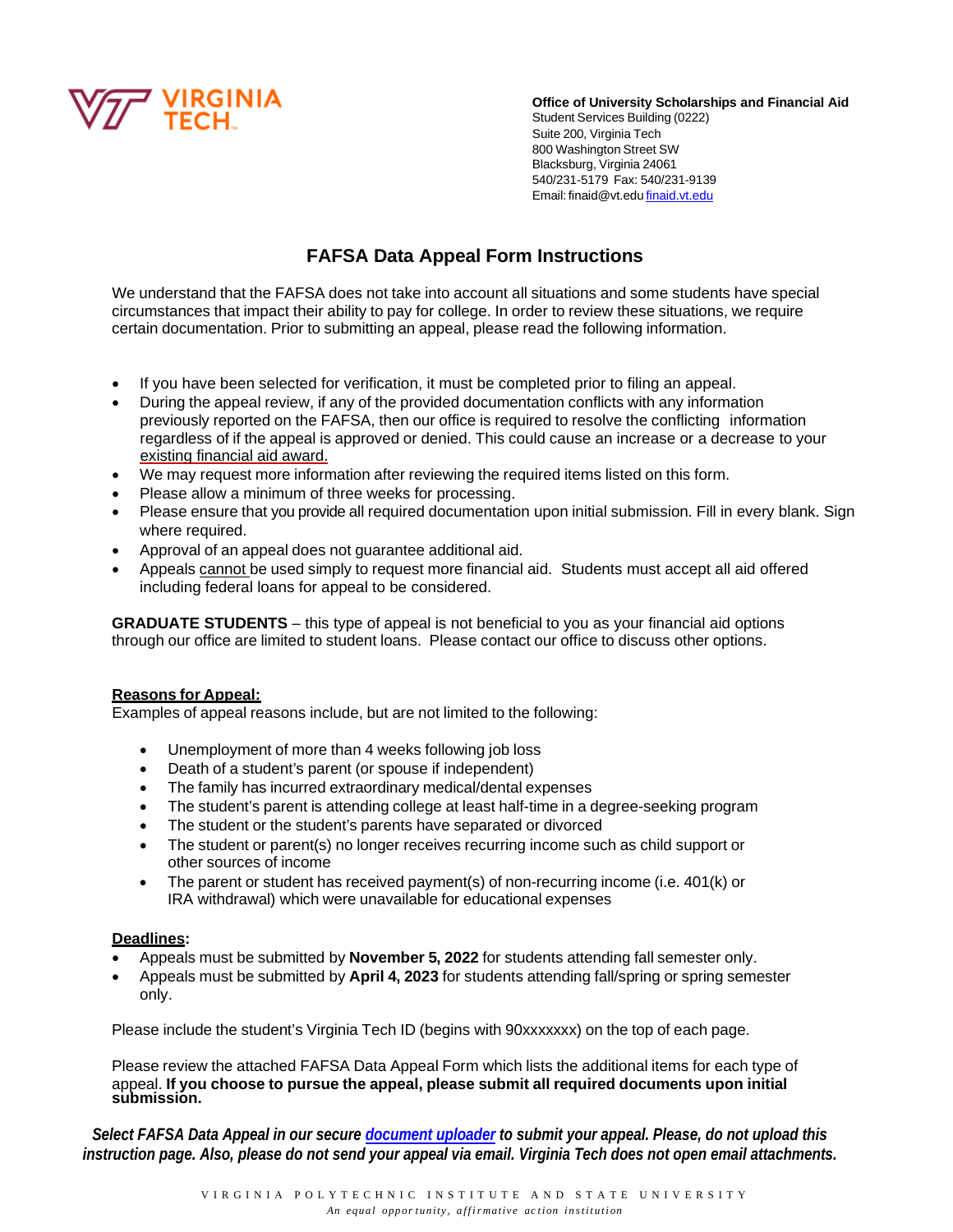**Office of University Scholarships and Financial Aid**
Student Services Building (0222)
Suite 200, Virginia Tech
800 Washington Street SW
Blacksburg, Virginia 24061
540/231-5179 Fax: 540/231-9139
Email: finaid@vt.edu finaid.vt.edu

# FAFSA Data Appeal Form Instructions

We understand that the FAFSA does not take into account all situations and some students have special circumstances that impact their ability to pay for college. In order to review these situations, we require certain documentation. Prior to submitting an appeal, please read the following information.

- If you have been selected for verification, it must be completed prior to filing an appeal.
- During the appeal review, if any of the provided documentation conflicts with any information previously reported on the FAFSA, then our office is required to resolve the conflicting information regardless of if the appeal is approved or denied. This could cause an increase or a decrease to your existing financial aid award.
- We may request more information after reviewing the required items listed on this form.
- Please allow a minimum of three weeks for processing.
- Please ensure that you provide all required documentation upon initial submission. Fill in every blank. Sign where required.
- Approval of an appeal does not guarantee additional aid.
- Appeals cannot be used simply to request more financial aid. Students must accept all aid offered including federal loans for appeal to be considered.

**GRADUATE STUDENTS** – this type of appeal is not beneficial to you as your financial aid options through our office are limited to student loans. Please contact our office to discuss other options.

**Reasons for Appeal:**
Examples of appeal reasons include, but are not limited to the following:

- Unemployment of more than 4 weeks following job loss
- Death of a student's parent (or spouse if independent)
- The family has incurred extraordinary medical/dental expenses
- The student's parent is attending college at least half-time in a degree-seeking program
- The student or the student's parents have separated or divorced
- The student or parent(s) no longer receives recurring income such as child support or other sources of income
- The parent or student has received payment(s) of non-recurring income (i.e. 401(k) or IRA withdrawal) which were unavailable for educational expenses

**Deadlines:**

- Appeals must be submitted by **November 5, 2022** for students attending fall semester only.
- Appeals must be submitted by **April 4, 2023** for students attending fall/spring or spring semester only.

Please include the student's Virginia Tech ID (begins with 90xxxxxxx) on the top of each page.

Please review the attached FAFSA Data Appeal Form which lists the additional items for each type of appeal. **If you choose to pursue the appeal, please submit all required documents upon initial submission.**

***Select FAFSA Data Appeal in our secure document uploader to submit your appeal. Please, do not upload this instruction page. Also, please do not send your appeal via email. Virginia Tech does not open email attachments.***

VIRGINIA POLYTECHNIC INSTITUTE AND STATE UNIVERSITY
*An equal opportunity, affirmative action institution*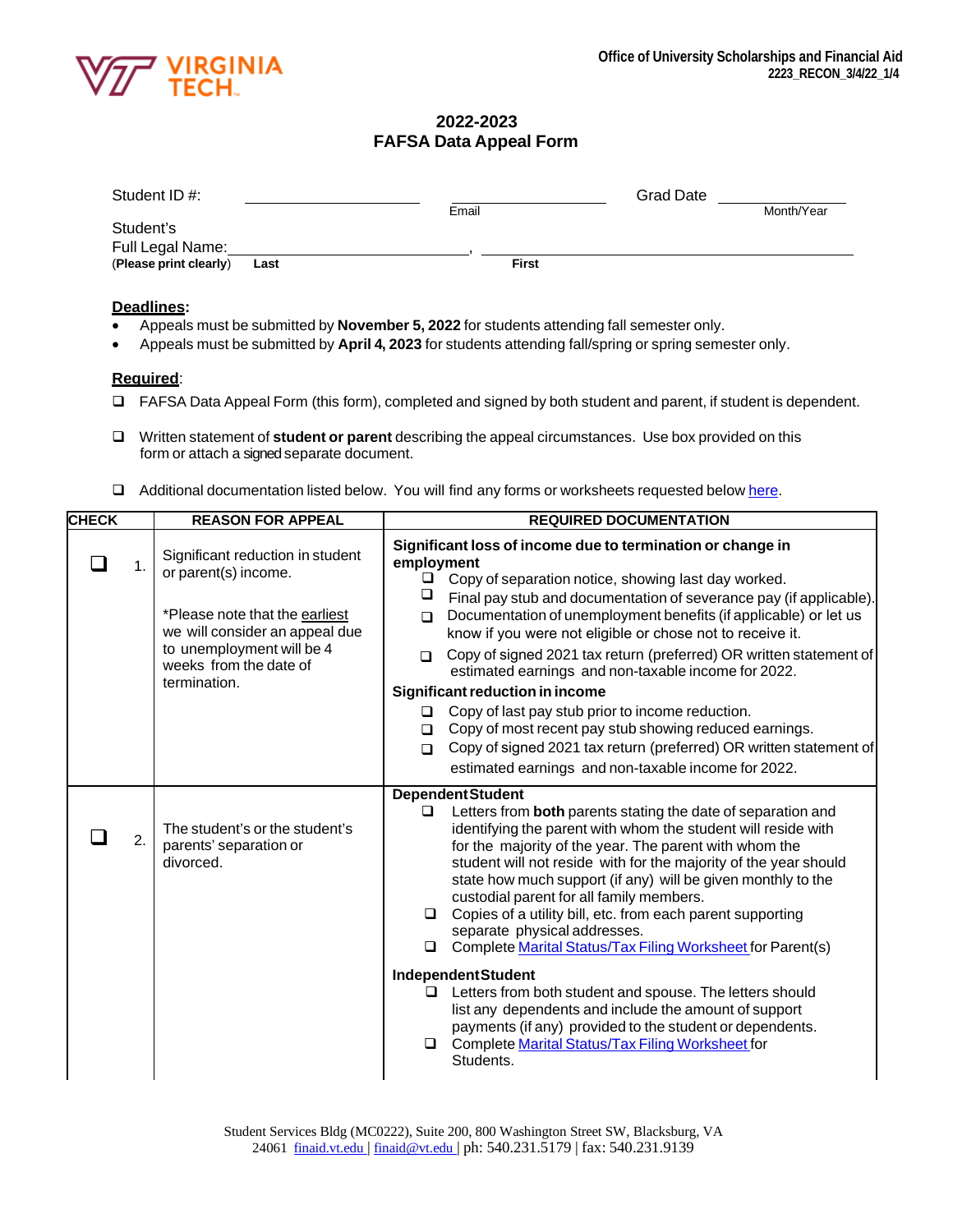Office of University Scholarships and Financial Aid
2223_RECON_3/4/22_1/4

# 2022-2023
# FAFSA Data Appeal Form

Student ID #: ____________________ ____________________ Grad Date ____________________
Email Month/Year

Student's
Full Legal Name: ______________________________, ______________________________
(**Please print clearly**) **Last** **First**

**Deadlines:**

- Appeals must be submitted by **November 5, 2022** for students attending fall semester only.
- Appeals must be submitted by **April 4, 2023** for students attending fall/spring or spring semester only.

**Required**:

- ❑ FAFSA Data Appeal Form (this form), completed and signed by both student and parent, if student is dependent.
- ❑ Written statement of **student or parent** describing the appeal circumstances. Use box provided on this form or attach a signed separate document.
- ❑ Additional documentation listed below. You will find any forms or worksheets requested below here.

| CHECK | REASON FOR APPEAL | REQUIRED DOCUMENTATION |
|---|---|---|
| ❑ 1. | Significant reduction in student or parent(s) income.<br><br>*Please note that the earliest we will consider an appeal due to unemployment will be 4 weeks from the date of termination. | **Significant loss of income due to termination or change in employment**<br>❑ Copy of separation notice, showing last day worked.<br>❑ Final pay stub and documentation of severance pay (if applicable).<br>❑ Documentation of unemployment benefits (if applicable) or let us know if you were not eligible or chose not to receive it.<br>❑ Copy of signed 2021 tax return (preferred) OR written statement of estimated earnings and non-taxable income for 2022.<br>**Significant reduction in income**<br>❑ Copy of last pay stub prior to income reduction.<br>❑ Copy of most recent pay stub showing reduced earnings.<br>❑ Copy of signed 2021 tax return (preferred) OR written statement of estimated earnings and non-taxable income for 2022. |
| ❑ 2. | The student's or the student's parents' separation or divorced. | **Dependent Student**<br>❑ Letters from **both** parents stating the date of separation and identifying the parent with whom the student will reside with for the majority of the year. The parent with whom the student will not reside with for the majority of the year should state how much support (if any) will be given monthly to the custodial parent for all family members.<br>❑ Copies of a utility bill, etc. from each parent supporting separate physical addresses.<br>❑ Complete Marital Status/Tax Filing Worksheet for Parent(s)<br>**Independent Student**<br>❑ Letters from both student and spouse. The letters should list any dependents and include the amount of support payments (if any) provided to the student or dependents.<br>❑ Complete Marital Status/Tax Filing Worksheet for Students. |

Student Services Bldg (MC0222), Suite 200, 800 Washington Street SW, Blacksburg, VA 24061 finaid.vt.edu | finaid@vt.edu | ph: 540.231.5179 | fax: 540.231.9139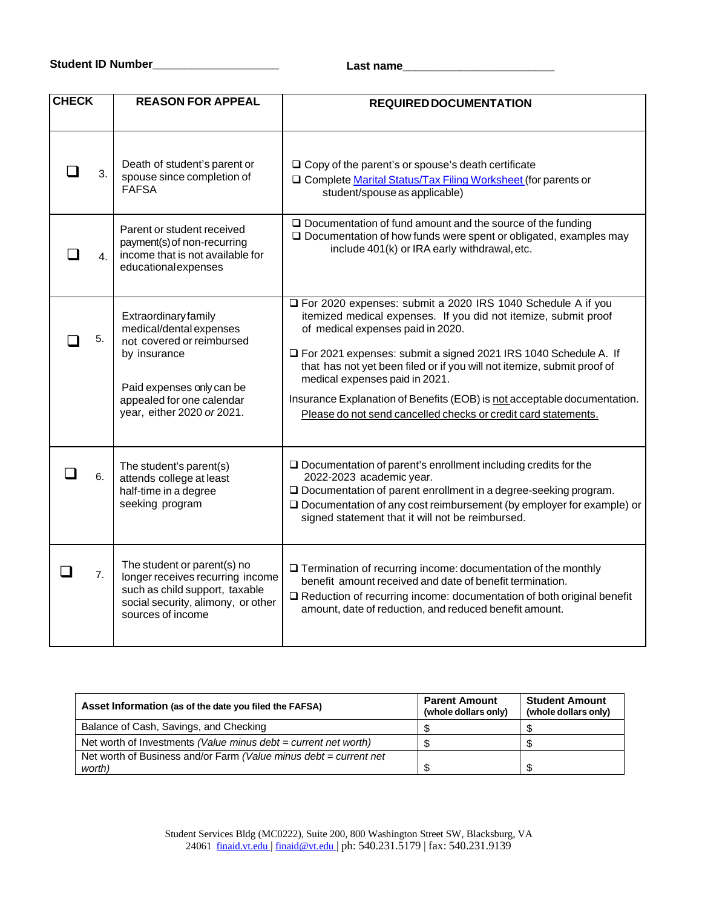**Student ID Number**\_\_\_\_\_\_\_\_\_\_\_\_\_\_\_\_\_\_\_\_ **Last name**\_\_\_\_\_\_\_\_\_\_\_\_\_\_\_\_\_\_\_\_\_\_\_\_

| CHECK | REASON FOR APPEAL | REQUIRED DOCUMENTATION |
|---|---|---|
| ❑ 3. | Death of student's parent or spouse since completion of FAFSA | ❑ Copy of the parent's or spouse's death certificate<br>❑ Complete Marital Status/Tax Filing Worksheet (for parents or student/spouse as applicable) |
| ❑ 4. | Parent or student received payment(s) of non-recurring income that is not available for educational expenses | ❑ Documentation of fund amount and the source of the funding<br>❑ Documentation of how funds were spent or obligated, examples may include 401(k) or IRA early withdrawal, etc. |
| ❑ 5. | Extraordinary family medical/dental expenses not covered or reimbursed by insurance<br><br>Paid expenses only can be appealed for one calendar year, either 2020 *or* 2021. | ❑ For 2020 expenses: submit a 2020 IRS 1040 Schedule A if you itemized medical expenses. If you did not itemize, submit proof of medical expenses paid in 2020.<br><br>❑ For 2021 expenses: submit a signed 2021 IRS 1040 Schedule A. If that has not yet been filed or if you will not itemize, submit proof of medical expenses paid in 2021.<br><br>Insurance Explanation of Benefits (EOB) is not acceptable documentation. Please do not send cancelled checks or credit card statements. |
| ❑ 6. | The student's parent(s) attends college at least half-time in a degree seeking program | ❑ Documentation of parent's enrollment including credits for the 2022-2023 academic year.<br>❑ Documentation of parent enrollment in a degree-seeking program.<br>❑ Documentation of any cost reimbursement (by employer for example) or signed statement that it will not be reimbursed. |
| ❑ 7. | The student or parent(s) no longer receives recurring income such as child support, taxable social security, alimony, or other sources of income | ❑ Termination of recurring income: documentation of the monthly benefit amount received and date of benefit termination.<br>❑ Reduction of recurring income: documentation of both original benefit amount, date of reduction, and reduced benefit amount. |

| **Asset Information** (as of the date you filed the FAFSA) | **Parent Amount** (whole dollars only) | **Student Amount** (whole dollars only) |
|---|---|---|
| Balance of Cash, Savings, and Checking | $ | $ |
| Net worth of Investments *(Value minus debt = current net worth)* | $ | $ |
| Net worth of Business and/or Farm *(Value minus debt = current net worth)* | $ | $ |

Student Services Bldg (MC0222), Suite 200, 800 Washington Street SW, Blacksburg, VA 24061 finaid.vt.edu | finaid@vt.edu | ph: 540.231.5179 | fax: 540.231.9139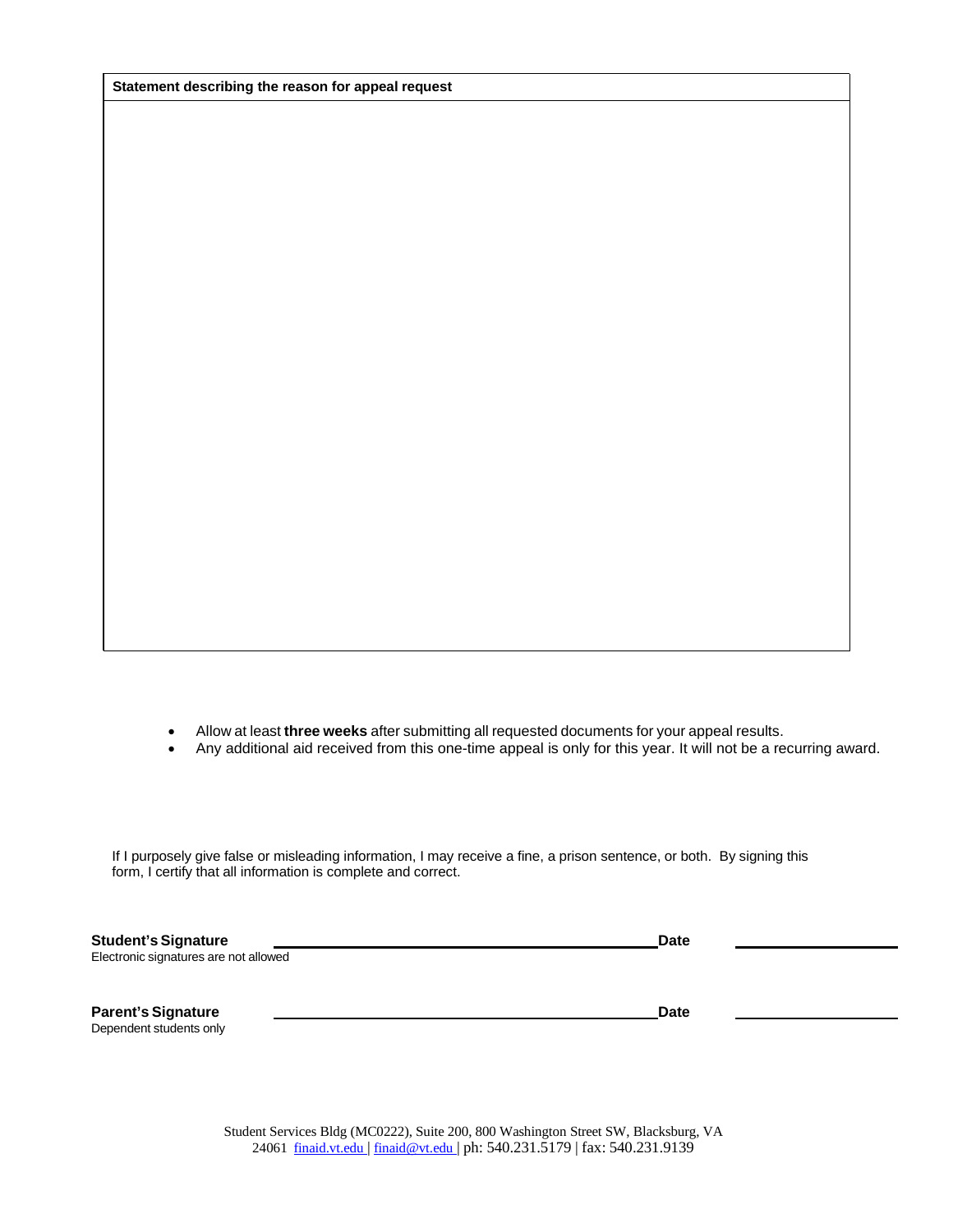| Statement describing the reason for appeal request |
| --- |
| |

- Allow at least **three weeks** after submitting all requested documents for your appeal results.
- Any additional aid received from this one-time appeal is only for this year. It will not be a recurring award.

If I purposely give false or misleading information, I may receive a fine, a prison sentence, or both. By signing this form, I certify that all information is complete and correct.

**Student's Signature** \_\_\_\_\_\_\_\_\_\_\_\_\_\_\_\_\_\_\_\_\_\_\_\_\_\_\_\_\_\_\_\_\_\_\_\_\_\_ **Date** \_\_\_\_\_\_\_\_\_\_\_\_\_\_\_\_
Electronic signatures are not allowed

**Parent's Signature** \_\_\_\_\_\_\_\_\_\_\_\_\_\_\_\_\_\_\_\_\_\_\_\_\_\_\_\_\_\_\_\_\_\_\_\_\_\_ **Date** \_\_\_\_\_\_\_\_\_\_\_\_\_\_\_\_
Dependent students only

Student Services Bldg (MC0222), Suite 200, 800 Washington Street SW, Blacksburg, VA 24061 finaid.vt.edu | finaid@vt.edu | ph: 540.231.5179 | fax: 540.231.9139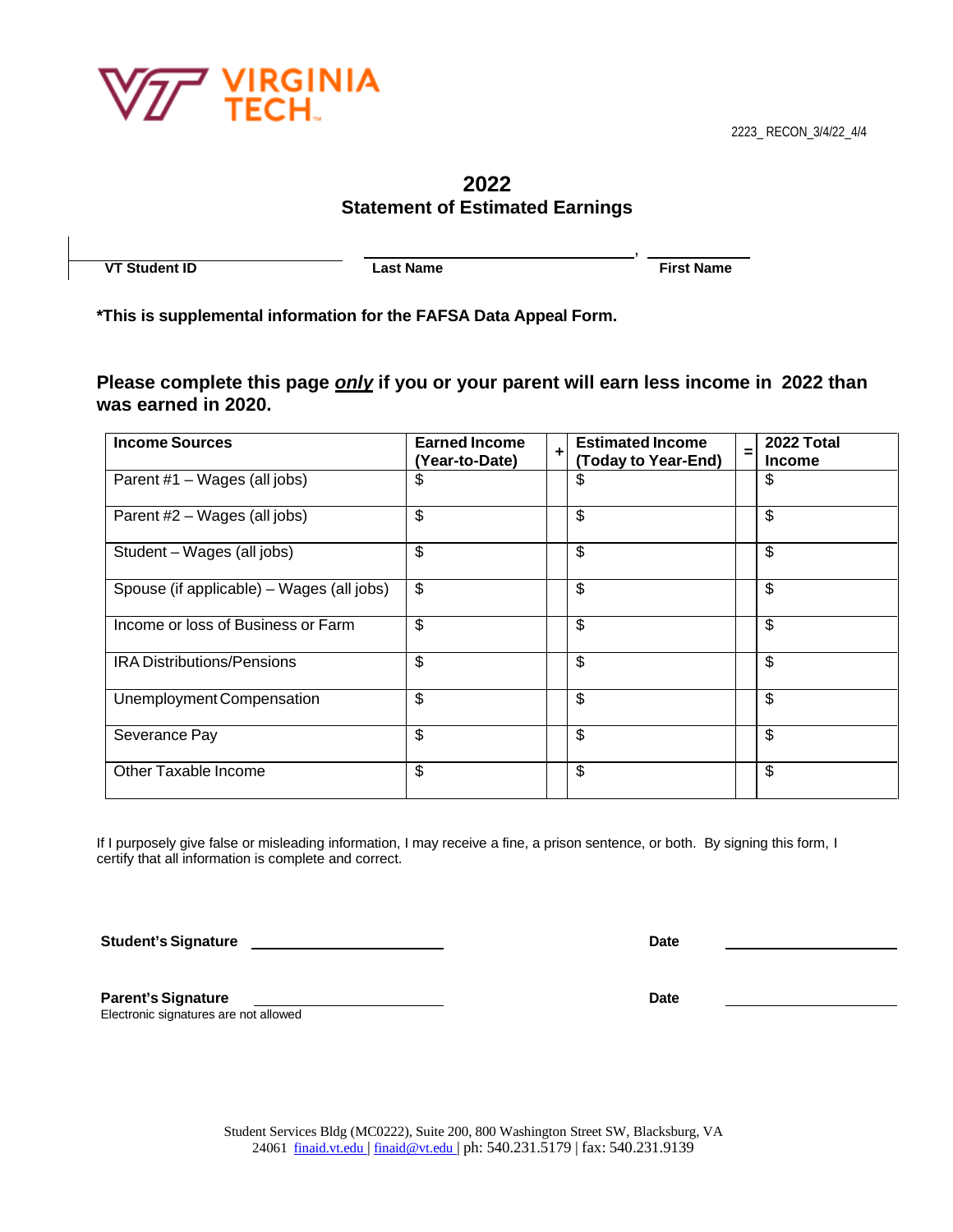2223_ RECON_3/4/22_4/4

# 2022
## Statement of Estimated Earnings

**VT Student ID** | **Last Name** , **First Name**

**\*This is supplemental information for the FAFSA Data Appeal Form.**

**Please complete this page *only* if you or your parent will earn less income in 2022 than was earned in 2020.**

| Income Sources | Earned Income (Year-to-Date) | + | Estimated Income (Today to Year-End) | = | 2022 Total Income |
|---|---|---|---|---|---|
| Parent #1 – Wages (all jobs) | $ | | $ | | $ |
| Parent #2 – Wages (all jobs) | $ | | $ | | $ |
| Student – Wages (all jobs) | $ | | $ | | $ |
| Spouse (if applicable) – Wages (all jobs) | $ | | $ | | $ |
| Income or loss of Business or Farm | $ | | $ | | $ |
| IRA Distributions/Pensions | $ | | $ | | $ |
| Unemployment Compensation | $ | | $ | | $ |
| Severance Pay | $ | | $ | | $ |
| Other Taxable Income | $ | | $ | | $ |

If I purposely give false or misleading information, I may receive a fine, a prison sentence, or both. By signing this form, I certify that all information is complete and correct.

**Student's Signature** ______________________ **Date** ______________________

**Parent's Signature** ______________________ **Date** ______________________
Electronic signatures are not allowed

Student Services Bldg (MC0222), Suite 200, 800 Washington Street SW, Blacksburg, VA 24061 finaid.vt.edu | finaid@vt.edu | ph: 540.231.5179 | fax: 540.231.9139